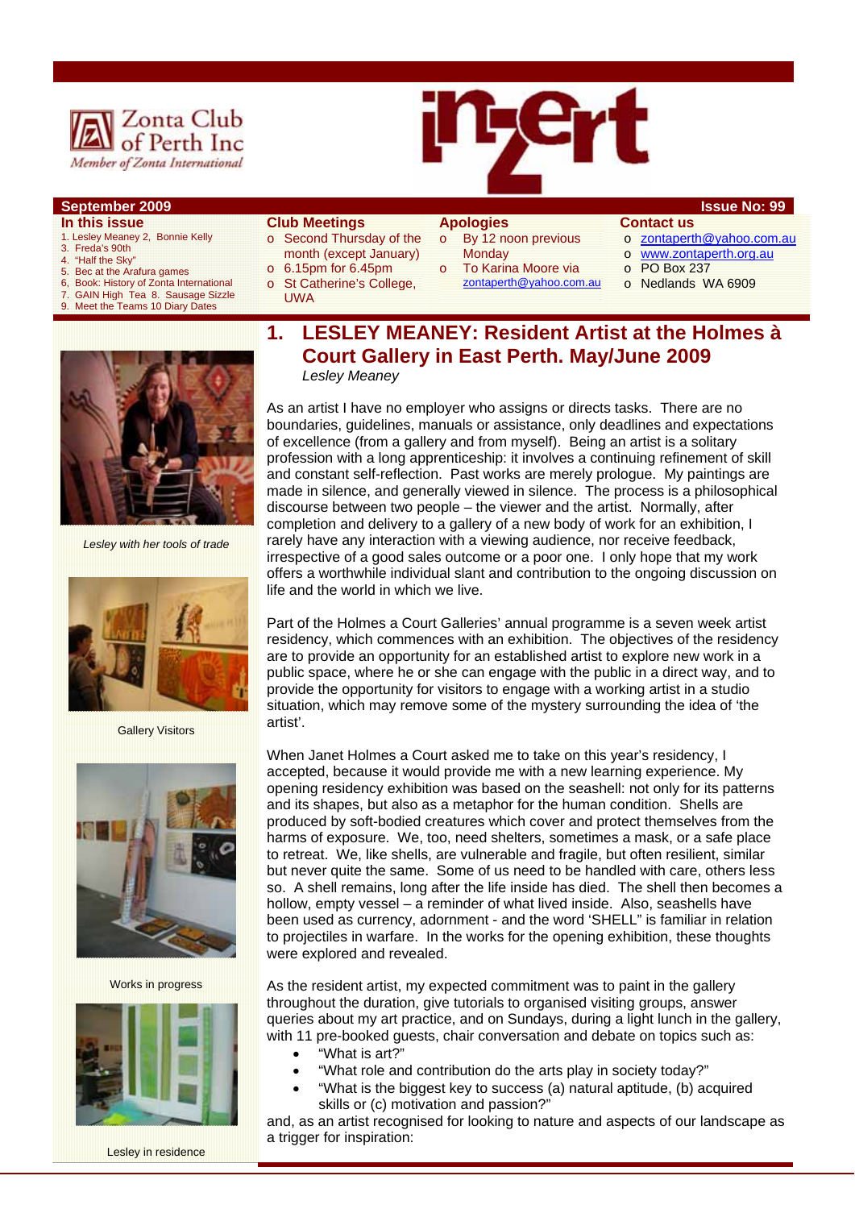Zonta Club of Perth Inc
*Member of Zonta International*

# inzert

**September 2009** — **Issue No: 99**

**In this issue**
1. Lesley Meaney 2, Bonnie Kelly
3. Freda's 90th
4. "Half the Sky"
5. Bec at the Arafura games
6. Book: History of Zonta International
7. GAIN High Tea 8. Sausage Sizzle
9. Meet the Teams 10 Diary Dates

**Club Meetings**
- Second Thursday of the month (except January)
- 6.15pm for 6.45pm
- St Catherine's College, UWA

**Apologies**
- By 12 noon previous Monday
- To Karina Moore via zontaperth@yahoo.com.au

**Contact us**
- zontaperth@yahoo.com.au
- www.zontaperth.org.au
- PO Box 237
- Nedlands WA 6909

## 1. LESLEY MEANEY: Resident Artist at the Holmes à Court Gallery in East Perth. May/June 2009

*Lesley Meaney*

*Lesley with her tools of trade*

Gallery Visitors

Works in progress

Lesley in residence

As an artist I have no employer who assigns or directs tasks. There are no boundaries, guidelines, manuals or assistance, only deadlines and expectations of excellence (from a gallery and from myself). Being an artist is a solitary profession with a long apprenticeship: it involves a continuing refinement of skill and constant self-reflection. Past works are merely prologue. My paintings are made in silence, and generally viewed in silence. The process is a philosophical discourse between two people – the viewer and the artist. Normally, after completion and delivery to a gallery of a new body of work for an exhibition, I rarely have any interaction with a viewing audience, nor receive feedback, irrespective of a good sales outcome or a poor one. I only hope that my work offers a worthwhile individual slant and contribution to the ongoing discussion on life and the world in which we live.

Part of the Holmes a Court Galleries' annual programme is a seven week artist residency, which commences with an exhibition. The objectives of the residency are to provide an opportunity for an established artist to explore new work in a public space, where he or she can engage with the public in a direct way, and to provide the opportunity for visitors to engage with a working artist in a studio situation, which may remove some of the mystery surrounding the idea of 'the artist'.

When Janet Holmes a Court asked me to take on this year's residency, I accepted, because it would provide me with a new learning experience. My opening residency exhibition was based on the seashell: not only for its patterns and its shapes, but also as a metaphor for the human condition. Shells are produced by soft-bodied creatures which cover and protect themselves from the harms of exposure. We, too, need shelters, sometimes a mask, or a safe place to retreat. We, like shells, are vulnerable and fragile, but often resilient, similar but never quite the same. Some of us need to be handled with care, others less so. A shell remains, long after the life inside has died. The shell then becomes a hollow, empty vessel – a reminder of what lived inside. Also, seashells have been used as currency, adornment - and the word 'SHELL" is familiar in relation to projectiles in warfare. In the works for the opening exhibition, these thoughts were explored and revealed.

As the resident artist, my expected commitment was to paint in the gallery throughout the duration, give tutorials to organised visiting groups, answer queries about my art practice, and on Sundays, during a light lunch in the gallery, with 11 pre-booked guests, chair conversation and debate on topics such as:

- "What is art?"
- "What role and contribution do the arts play in society today?"
- "What is the biggest key to success (a) natural aptitude, (b) acquired skills or (c) motivation and passion?"

and, as an artist recognised for looking to nature and aspects of our landscape as a trigger for inspiration: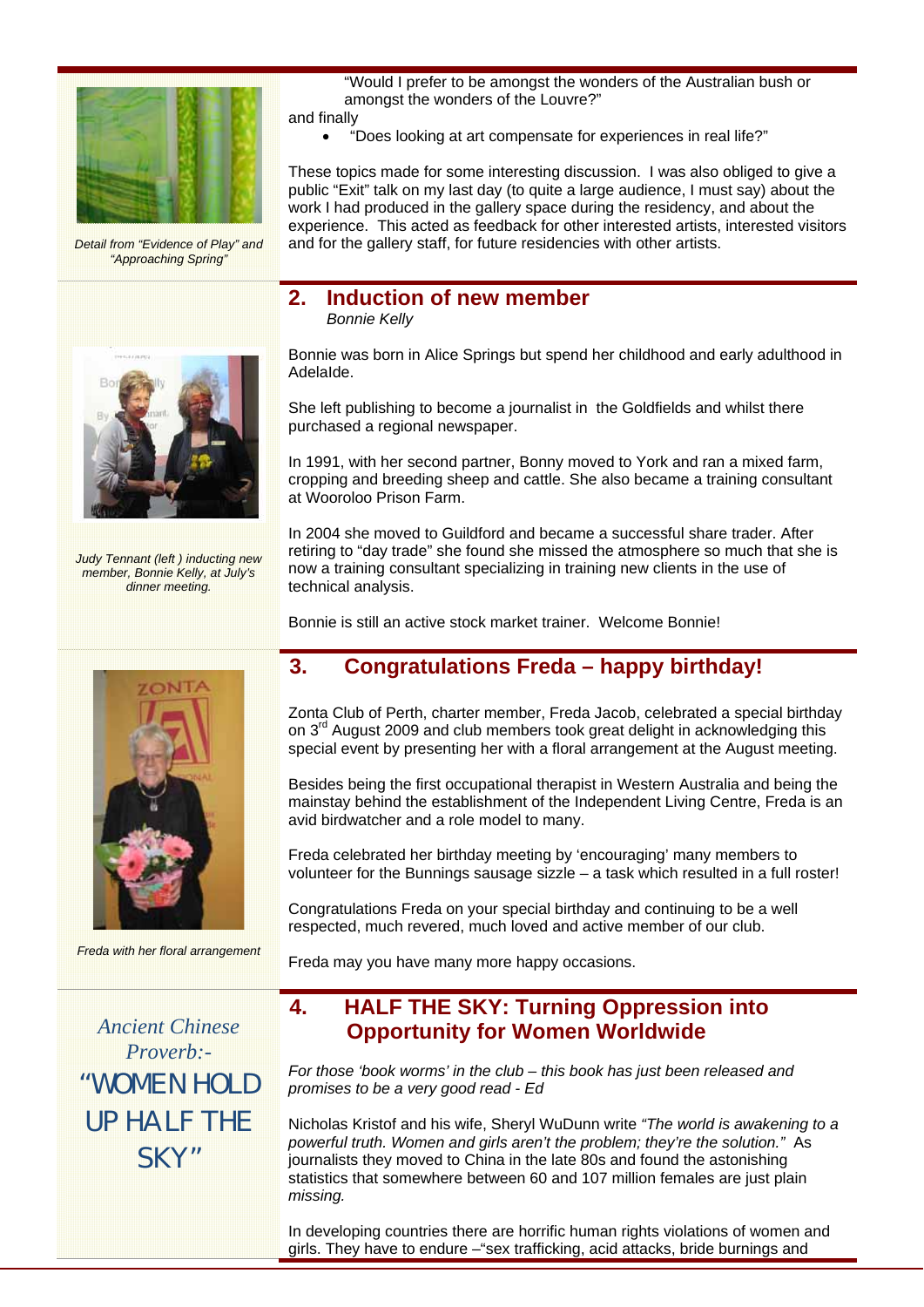"Would I prefer to be amongst the wonders of the Australian bush or amongst the wonders of the Louvre?"

and finally

- "Does looking at art compensate for experiences in real life?"

These topics made for some interesting discussion. I was also obliged to give a public "Exit" talk on my last day (to quite a large audience, I must say) about the work I had produced in the gallery space during the residency, and about the experience. This acted as feedback for other interested artists, interested visitors and for the gallery staff, for future residencies with other artists.

*Detail from "Evidence of Play" and "Approaching Spring"*

## 2. Induction of new member

*Bonnie Kelly*

Bonnie was born in Alice Springs but spend her childhood and early adulthood in Adelalde.

She left publishing to become a journalist in the Goldfields and whilst there purchased a regional newspaper.

In 1991, with her second partner, Bonny moved to York and ran a mixed farm, cropping and breeding sheep and cattle. She also became a training consultant at Wooroloo Prison Farm.

In 2004 she moved to Guildford and became a successful share trader. After retiring to "day trade" she found she missed the atmosphere so much that she is now a training consultant specializing in training new clients in the use of technical analysis.

Bonnie is still an active stock market trainer. Welcome Bonnie!

*Judy Tennant (left ) inducting new member, Bonnie Kelly, at July's dinner meeting.*

## 3. Congratulations Freda – happy birthday!

Zonta Club of Perth, charter member, Freda Jacob, celebrated a special birthday on 3rd August 2009 and club members took great delight in acknowledging this special event by presenting her with a floral arrangement at the August meeting.

Besides being the first occupational therapist in Western Australia and being the mainstay behind the establishment of the Independent Living Centre, Freda is an avid birdwatcher and a role model to many.

Freda celebrated her birthday meeting by 'encouraging' many members to volunteer for the Bunnings sausage sizzle – a task which resulted in a full roster!

Congratulations Freda on your special birthday and continuing to be a well respected, much revered, much loved and active member of our club.

Freda may you have many more happy occasions.

*Freda with her floral arrangement*

## 4. HALF THE SKY: Turning Oppression into Opportunity for Women Worldwide

*Ancient Chinese Proverb:-*

"WOMEN HOLD UP HALF THE SKY"

*For those 'book worms' in the club – this book has just been released and promises to be a very good read - Ed*

Nicholas Kristof and his wife, Sheryl WuDunn write *"The world is awakening to a powerful truth. Women and girls aren't the problem; they're the solution."* As journalists they moved to China in the late 80s and found the astonishing statistics that somewhere between 60 and 107 million females are just plain *missing.*

In developing countries there are horrific human rights violations of women and girls. They have to endure –"sex trafficking, acid attacks, bride burnings and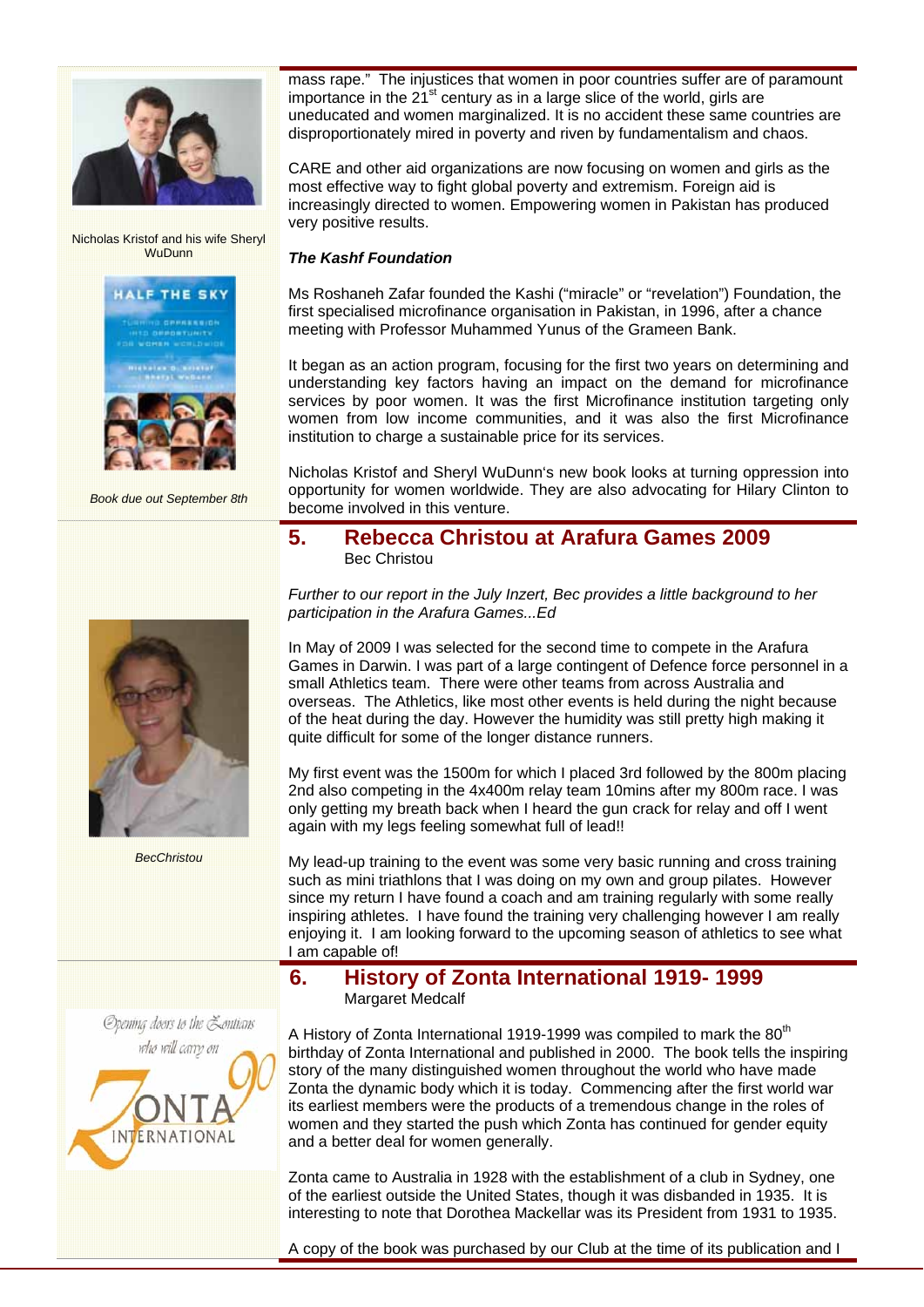Nicholas Kristof and his wife Sheryl WuDunn

*Book due out September 8th*

mass rape." The injustices that women in poor countries suffer are of paramount importance in the 21st century as in a large slice of the world, girls are uneducated and women marginalized. It is no accident these same countries are disproportionately mired in poverty and riven by fundamentalism and chaos.

CARE and other aid organizations are now focusing on women and girls as the most effective way to fight global poverty and extremism. Foreign aid is increasingly directed to women. Empowering women in Pakistan has produced very positive results.

***The Kashf Foundation***

Ms Roshaneh Zafar founded the Kashi ("miracle" or "revelation") Foundation, the first specialised microfinance organisation in Pakistan, in 1996, after a chance meeting with Professor Muhammed Yunus of the Grameen Bank.

It began as an action program, focusing for the first two years on determining and understanding key factors having an impact on the demand for microfinance services by poor women. It was the first Microfinance institution targeting only women from low income communities, and it was also the first Microfinance institution to charge a sustainable price for its services.

Nicholas Kristof and Sheryl WuDunn's new book looks at turning oppression into opportunity for women worldwide. They are also advocating for Hilary Clinton to become involved in this venture.

## 5. Rebecca Christou at Arafura Games 2009

Bec Christou

*Further to our report in the July Inzert, Bec provides a little background to her participation in the Arafura Games...Ed*

In May of 2009 I was selected for the second time to compete in the Arafura Games in Darwin. I was part of a large contingent of Defence force personnel in a small Athletics team. There were other teams from across Australia and overseas. The Athletics, like most other events is held during the night because of the heat during the day. However the humidity was still pretty high making it quite difficult for some of the longer distance runners.

My first event was the 1500m for which I placed 3rd followed by the 800m placing 2nd also competing in the 4x400m relay team 10mins after my 800m race. I was only getting my breath back when I heard the gun crack for relay and off I went again with my legs feeling somewhat full of lead!!

My lead-up training to the event was some very basic running and cross training such as mini triathlons that I was doing on my own and group pilates. However since my return I have found a coach and am training regularly with some really inspiring athletes. I have found the training very challenging however I am really enjoying it. I am looking forward to the upcoming season of athletics to see what I am capable of!

*BecChristou*

## 6. History of Zonta International 1919- 1999

Margaret Medcalf

A History of Zonta International 1919-1999 was compiled to mark the 80th birthday of Zonta International and published in 2000. The book tells the inspiring story of the many distinguished women throughout the world who have made Zonta the dynamic body which it is today. Commencing after the first world war its earliest members were the products of a tremendous change in the roles of women and they started the push which Zonta has continued for gender equity and a better deal for women generally.

Zonta came to Australia in 1928 with the establishment of a club in Sydney, one of the earliest outside the United States, though it was disbanded in 1935. It is interesting to note that Dorothea Mackellar was its President from 1931 to 1935.

A copy of the book was purchased by our Club at the time of its publication and I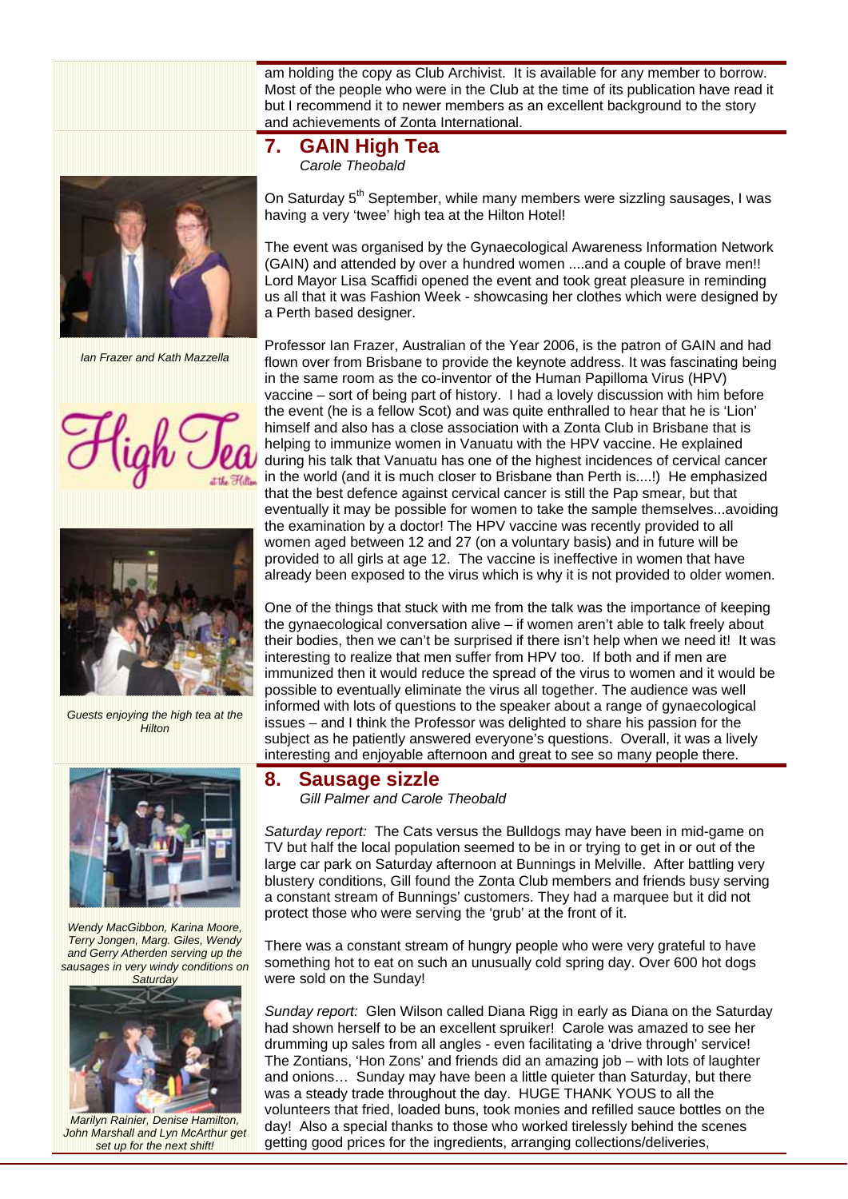am holding the copy as Club Archivist. It is available for any member to borrow. Most of the people who were in the Club at the time of its publication have read it but I recommend it to newer members as an excellent background to the story and achievements of Zonta International.

## 7. GAIN High Tea

*Carole Theobald*

On Saturday 5th September, while many members were sizzling sausages, I was having a very 'twee' high tea at the Hilton Hotel!

The event was organised by the Gynaecological Awareness Information Network (GAIN) and attended by over a hundred women ....and a couple of brave men!! Lord Mayor Lisa Scaffidi opened the event and took great pleasure in reminding us all that it was Fashion Week - showcasing her clothes which were designed by a Perth based designer.

Professor Ian Frazer, Australian of the Year 2006, is the patron of GAIN and had flown over from Brisbane to provide the keynote address. It was fascinating being in the same room as the co-inventor of the Human Papilloma Virus (HPV) vaccine – sort of being part of history. I had a lovely discussion with him before the event (he is a fellow Scot) and was quite enthralled to hear that he is 'Lion' himself and also has a close association with a Zonta Club in Brisbane that is helping to immunize women in Vanuatu with the HPV vaccine. He explained during his talk that Vanuatu has one of the highest incidences of cervical cancer in the world (and it is much closer to Brisbane than Perth is....!) He emphasized that the best defence against cervical cancer is still the Pap smear, but that eventually it may be possible for women to take the sample themselves...avoiding the examination by a doctor! The HPV vaccine was recently provided to all women aged between 12 and 27 (on a voluntary basis) and in future will be provided to all girls at age 12. The vaccine is ineffective in women that have already been exposed to the virus which is why it is not provided to older women.

One of the things that stuck with me from the talk was the importance of keeping the gynaecological conversation alive – if women aren't able to talk freely about their bodies, then we can't be surprised if there isn't help when we need it! It was interesting to realize that men suffer from HPV too. If both and if men are immunized then it would reduce the spread of the virus to women and it would be possible to eventually eliminate the virus all together. The audience was well informed with lots of questions to the speaker about a range of gynaecological issues – and I think the Professor was delighted to share his passion for the subject as he patiently answered everyone's questions. Overall, it was a lively interesting and enjoyable afternoon and great to see so many people there.

*Ian Frazer and Kath Mazzella*

*Guests enjoying the high tea at the Hilton*

## 8. Sausage sizzle

*Gill Palmer and Carole Theobald*

*Saturday report:* The Cats versus the Bulldogs may have been in mid-game on TV but half the local population seemed to be in or trying to get in or out of the large car park on Saturday afternoon at Bunnings in Melville. After battling very blustery conditions, Gill found the Zonta Club members and friends busy serving a constant stream of Bunnings' customers. They had a marquee but it did not protect those who were serving the 'grub' at the front of it.

There was a constant stream of hungry people who were very grateful to have something hot to eat on such an unusually cold spring day. Over 600 hot dogs were sold on the Sunday!

*Sunday report:* Glen Wilson called Diana Rigg in early as Diana on the Saturday had shown herself to be an excellent spruiker! Carole was amazed to see her drumming up sales from all angles - even facilitating a 'drive through' service! The Zontians, 'Hon Zons' and friends did an amazing job – with lots of laughter and onions… Sunday may have been a little quieter than Saturday, but there was a steady trade throughout the day. HUGE THANK YOUS to all the volunteers that fried, loaded buns, took monies and refilled sauce bottles on the day! Also a special thanks to those who worked tirelessly behind the scenes getting good prices for the ingredients, arranging collections/deliveries,

*Wendy MacGibbon, Karina Moore, Terry Jongen, Marg. Giles, Wendy and Gerry Atherden serving up the sausages in very windy conditions on Saturday*

*Marilyn Rainier, Denise Hamilton, John Marshall and Lyn McArthur get set up for the next shift!*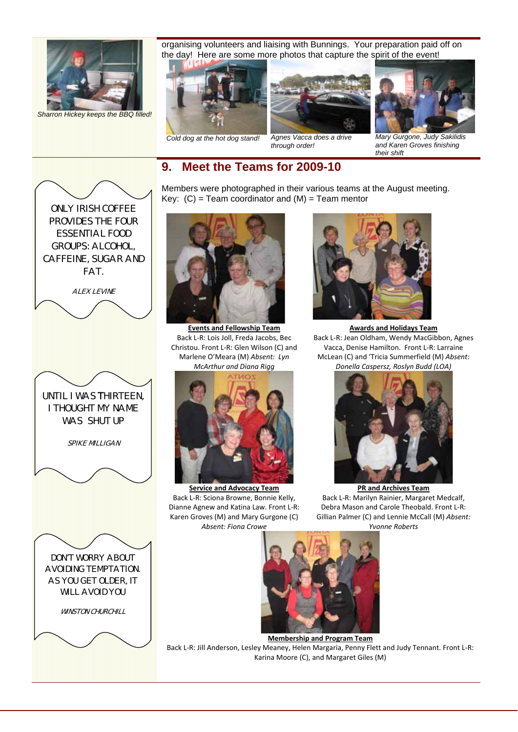*Sharron Hickey keeps the BBQ filled!*

organising volunteers and liaising with Bunnings. Your preparation paid off on the day! Here are some more photos that capture the spirit of the event!

*Cold dog at the hot dog stand!*

*Agnes Vacca does a drive through order!*

*Mary Gurgone, Judy Sakilidis and Karen Groves finishing their shift*

ONLY IRISH COFFEE PROVIDES THE FOUR ESSENTIAL FOOD GROUPS: ALCOHOL, CAFFEINE, SUGAR AND FAT.

*ALEX LEVINE*

UNTIL I WAS THIRTEEN, I THOUGHT MY NAME WAS SHUT UP

*SPIKE MILLIGAN*

DON'T WORRY ABOUT AVOIDING TEMPTATION. AS YOU GET OLDER, IT WILL AVOID YOU

*WINSTON CHURCHILL*

## 9. Meet the Teams for 2009-10

Members were photographed in their various teams at the August meeting.
Key: (C) = Team coordinator and (M) = Team mentor

**Events and Fellowship Team**
Back L-R: Lois Joll, Freda Jacobs, Bec Christou. Front L-R: Glen Wilson (C) and Marlene O'Meara (M) *Absent: Lyn McArthur and Diana Rigg*

**Awards and Holidays Team**
Back L-R: Jean Oldham, Wendy MacGibbon, Agnes Vacca, Denise Hamilton. Front L-R: Larraine McLean (C) and 'Tricia Summerfield (M) *Absent: Donella Caspersz, Roslyn Budd (LOA)*

**Service and Advocacy Team**
Back L-R: Sciona Browne, Bonnie Kelly, Dianne Agnew and Katina Law. Front L-R: Karen Groves (M) and Mary Gurgone (C) *Absent: Fiona Crowe*

**PR and Archives Team**
Back L-R: Marilyn Rainier, Margaret Medcalf, Debra Mason and Carole Theobald. Front L-R: Gillian Palmer (C) and Lennie McCall (M) *Absent: Yvonne Roberts*

**Membership and Program Team**
Back L-R: Jill Anderson, Lesley Meaney, Helen Margaria, Penny Flett and Judy Tennant. Front L-R: Karina Moore (C), and Margaret Giles (M)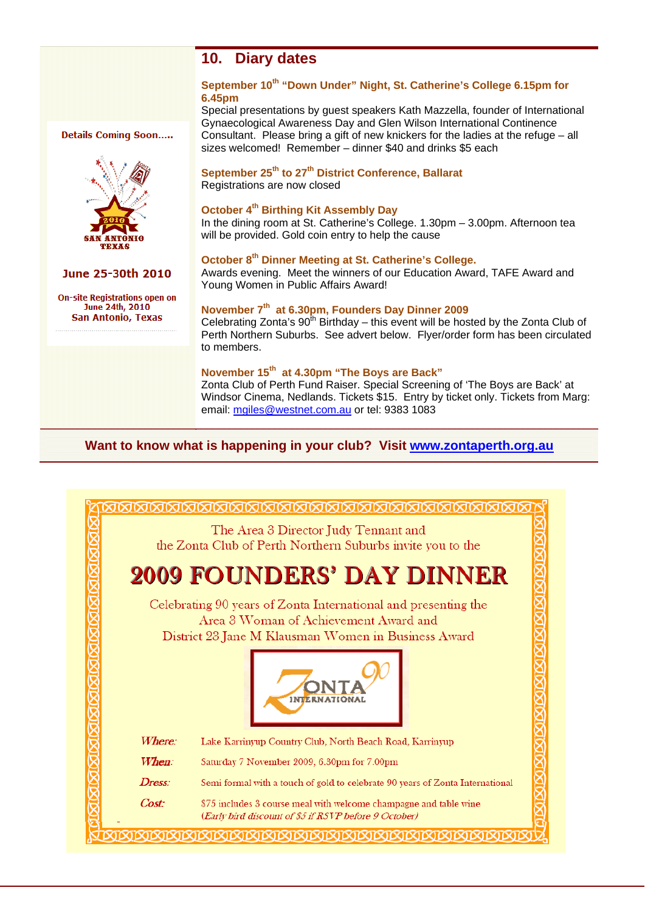## 10. Diary dates

**September 10th "Down Under" Night, St. Catherine's College 6.15pm for 6.45pm**
Special presentations by guest speakers Kath Mazzella, founder of International Gynaecological Awareness Day and Glen Wilson International Continence Consultant. Please bring a gift of new knickers for the ladies at the refuge – all sizes welcomed! Remember – dinner $40 and drinks $5 each

**September 25th to 27th District Conference, Ballarat**
Registrations are now closed

**October 4th Birthing Kit Assembly Day**
In the dining room at St. Catherine's College. 1.30pm – 3.00pm. Afternoon tea will be provided. Gold coin entry to help the cause

**October 8th Dinner Meeting at St. Catherine's College.**
Awards evening. Meet the winners of our Education Award, TAFE Award and Young Women in Public Affairs Award!

**November 7th at 6.30pm, Founders Day Dinner 2009**
Celebrating Zonta's 90th Birthday – this event will be hosted by the Zonta Club of Perth Northern Suburbs. See advert below. Flyer/order form has been circulated to members.

**November 15th at 4.30pm "The Boys are Back"**
Zonta Club of Perth Fund Raiser. Special Screening of 'The Boys are Back' at Windsor Cinema, Nedlands. Tickets $15. Entry by ticket only. Tickets from Marg: email: mgiles@westnet.com.au or tel: 9383 1083

Details Coming Soon.....

2010 SAN ANTONIO TEXAS

June 25-30th 2010

On-site Registrations open on June 24th, 2010
San Antonio, Texas

**Want to know what is happening in your club? Visit www.zontaperth.org.au**

The Area 3 Director Judy Tennant and
the Zonta Club of Perth Northern Suburbs invite you to the

# 2009 FOUNDERS' DAY DINNER

Celebrating 90 years of Zonta International and presenting the
Area 3 Woman of Achievement Award and
District 23 Jane M Klausman Women in Business Award

ZONTA INTERNATIONAL 90

*Where:* Lake Karrinyup Country Club, North Beach Road, Karrinyup

*When:* Saturday 7 November 2009, 6.30pm for 7.00pm

*Dress:* Semi formal with a touch of gold to celebrate 90 years of Zonta International

*Cost:* $75 includes 3 course meal with welcome champagne and table wine
*(Early bird discount of $5 if RSVP before 9 October)*